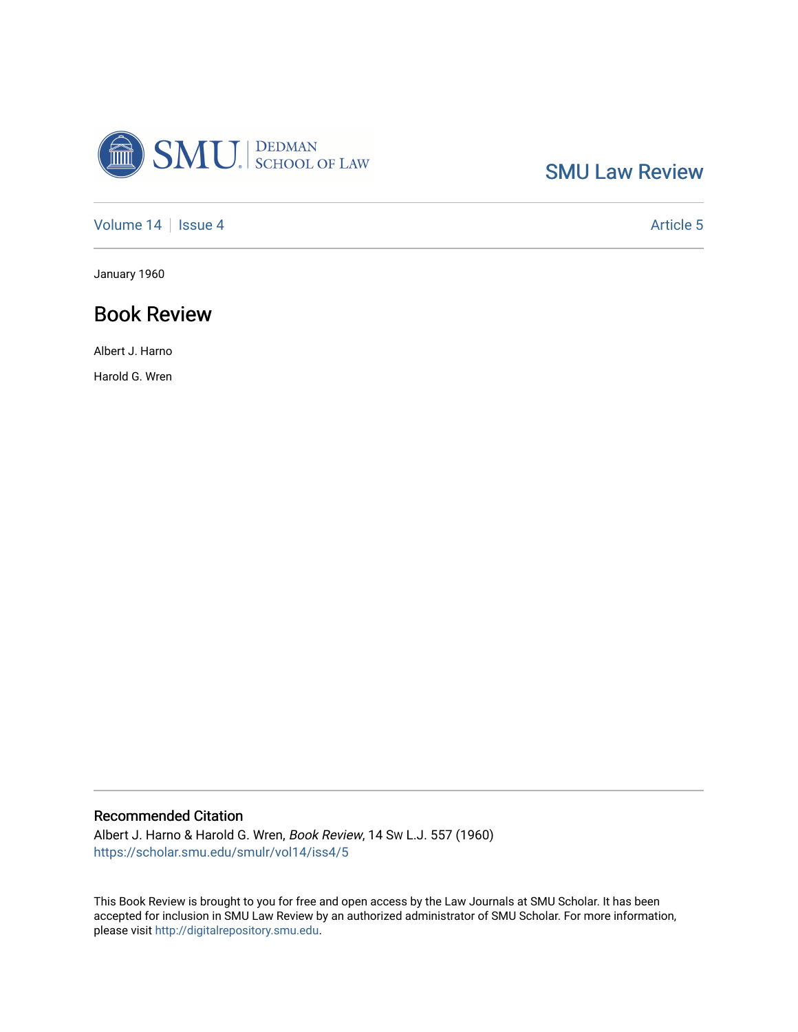SMU Law Review

Volume 14 | Issue 4 | Article 5

January 1960

# Book Review

Albert J. Harno

Harold G. Wren

## Recommended Citation

Albert J. Harno & Harold G. Wren, *Book Review*, 14 Sw L.J. 557 (1960)
https://scholar.smu.edu/smulr/vol14/iss4/5

This Book Review is brought to you for free and open access by the Law Journals at SMU Scholar. It has been accepted for inclusion in SMU Law Review by an authorized administrator of SMU Scholar. For more information, please visit http://digitalrepository.smu.edu.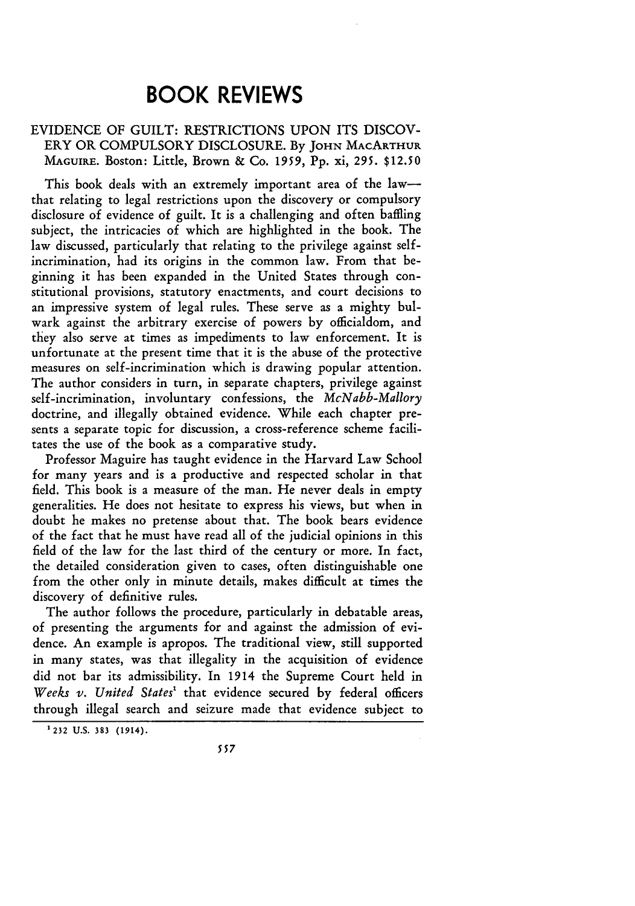# BOOK REVIEWS

EVIDENCE OF GUILT: RESTRICTIONS UPON ITS DISCOVERY OR COMPULSORY DISCLOSURE. By JOHN MACARTHUR MAGUIRE. Boston: Little, Brown & Co. 1959, Pp. xi, 295. $12.50

This book deals with an extremely important area of the law—that relating to legal restrictions upon the discovery or compulsory disclosure of evidence of guilt. It is a challenging and often baffling subject, the intricacies of which are highlighted in the book. The law discussed, particularly that relating to the privilege against self-incrimination, had its origins in the common law. From that beginning it has been expanded in the United States through constitutional provisions, statutory enactments, and court decisions to an impressive system of legal rules. These serve as a mighty bulwark against the arbitrary exercise of powers by officialdom, and they also serve at times as impediments to law enforcement. It is unfortunate at the present time that it is the abuse of the protective measures on self-incrimination which is drawing popular attention. The author considers in turn, in separate chapters, privilege against self-incrimination, involuntary confessions, the *McNabb-Mallory* doctrine, and illegally obtained evidence. While each chapter presents a separate topic for discussion, a cross-reference scheme facilitates the use of the book as a comparative study.

Professor Maguire has taught evidence in the Harvard Law School for many years and is a productive and respected scholar in that field. This book is a measure of the man. He never deals in empty generalities. He does not hesitate to express his views, but when in doubt he makes no pretense about that. The book bears evidence of the fact that he must have read all of the judicial opinions in this field of the law for the last third of the century or more. In fact, the detailed consideration given to cases, often distinguishable one from the other only in minute details, makes difficult at times the discovery of definitive rules.

The author follows the procedure, particularly in debatable areas, of presenting the arguments for and against the admission of evidence. An example is apropos. The traditional view, still supported in many states, was that illegality in the acquisition of evidence did not bar its admissibility. In 1914 the Supreme Court held in *Weeks v. United States*[1] that evidence secured by federal officers through illegal search and seizure made that evidence subject to

[1] 232 U.S. 383 (1914).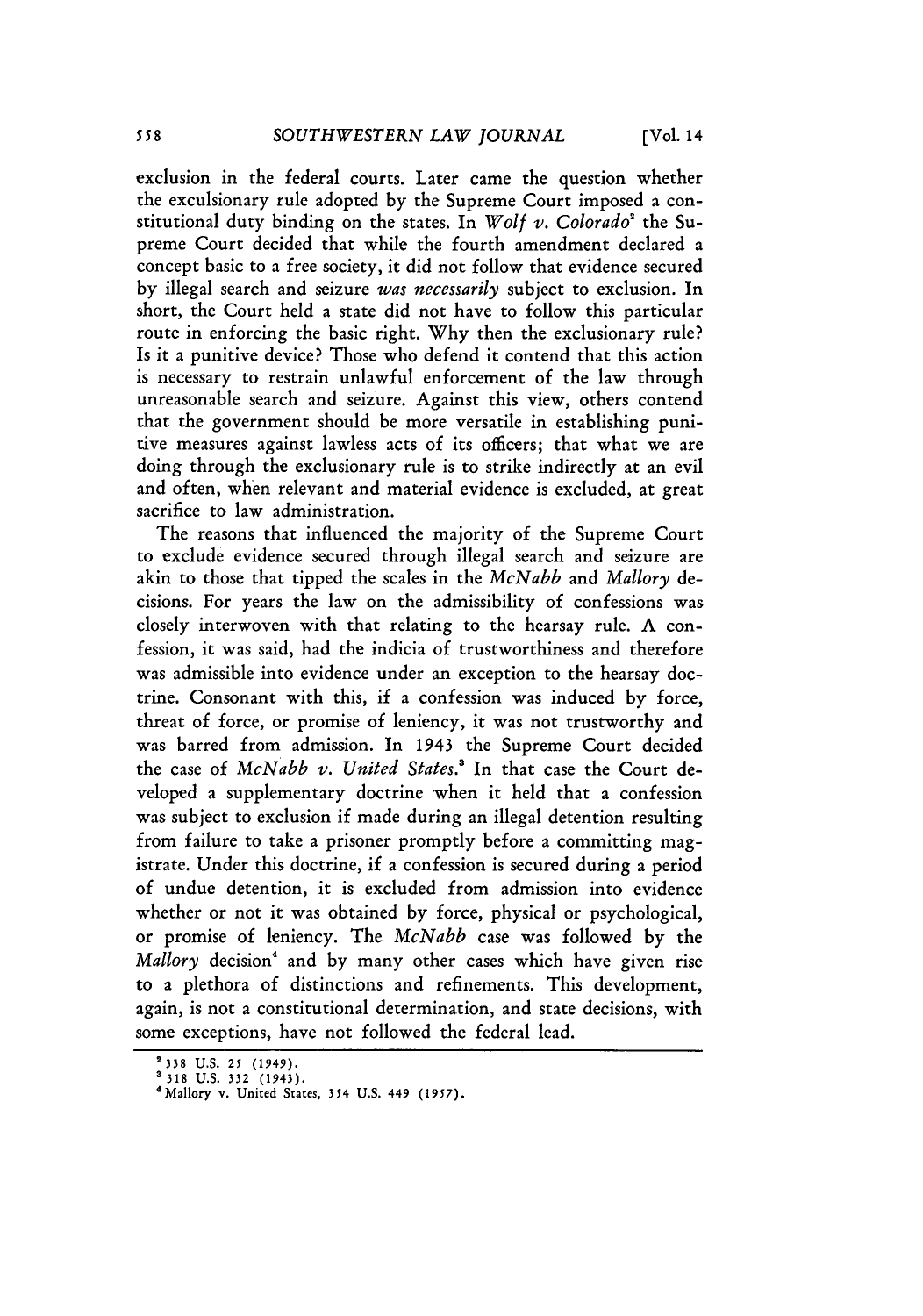exclusion in the federal courts. Later came the question whether the exculsionary rule adopted by the Supreme Court imposed a constitutional duty binding on the states. In *Wolf v. Colorado*[2] the Supreme Court decided that while the fourth amendment declared a concept basic to a free society, it did not follow that evidence secured by illegal search and seizure *was necessarily* subject to exclusion. In short, the Court held a state did not have to follow this particular route in enforcing the basic right. Why then the exclusionary rule? Is it a punitive device? Those who defend it contend that this action is necessary to restrain unlawful enforcement of the law through unreasonable search and seizure. Against this view, others contend that the government should be more versatile in establishing punitive measures against lawless acts of its officers; that what we are doing through the exclusionary rule is to strike indirectly at an evil and often, when relevant and material evidence is excluded, at great sacrifice to law administration.

The reasons that influenced the majority of the Supreme Court to exclude evidence secured through illegal search and seizure are akin to those that tipped the scales in the *McNabb* and *Mallory* decisions. For years the law on the admissibility of confessions was closely interwoven with that relating to the hearsay rule. A confession, it was said, had the indicia of trustworthiness and therefore was admissible into evidence under an exception to the hearsay doctrine. Consonant with this, if a confession was induced by force, threat of force, or promise of leniency, it was not trustworthy and was barred from admission. In 1943 the Supreme Court decided the case of *McNabb v. United States*.[3] In that case the Court developed a supplementary doctrine when it held that a confession was subject to exclusion if made during an illegal detention resulting from failure to take a prisoner promptly before a committing magistrate. Under this doctrine, if a confession is secured during a period of undue detention, it is excluded from admission into evidence whether or not it was obtained by force, physical or psychological, or promise of leniency. The *McNabb* case was followed by the *Mallory* decision[4] and by many other cases which have given rise to a plethora of distinctions and refinements. This development, again, is not a constitutional determination, and state decisions, with some exceptions, have not followed the federal lead.

---

[2] 338 U.S. 25 (1949).

[3] 318 U.S. 332 (1943).

[4] Mallory v. United States, 354 U.S. 449 (1957).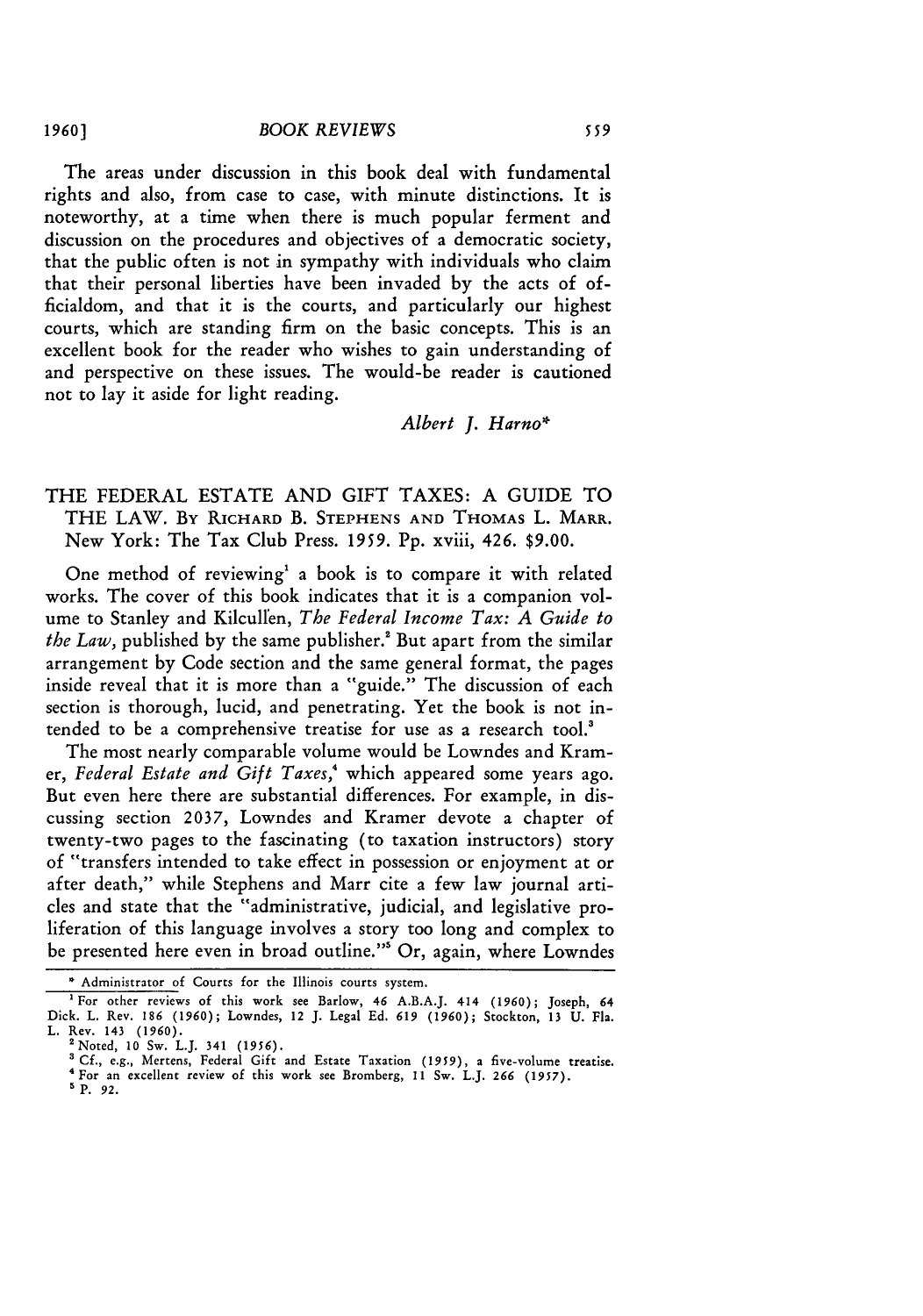The areas under discussion in this book deal with fundamental rights and also, from case to case, with minute distinctions. It is noteworthy, at a time when there is much popular ferment and discussion on the procedures and objectives of a democratic society, that the public often is not in sympathy with individuals who claim that their personal liberties have been invaded by the acts of officialdom, and that it is the courts, and particularly our highest courts, which are standing firm on the basic concepts. This is an excellent book for the reader who wishes to gain understanding of and perspective on these issues. The would-be reader is cautioned not to lay it aside for light reading.

*Albert J. Harno\**

THE FEDERAL ESTATE AND GIFT TAXES: A GUIDE TO THE LAW. BY RICHARD B. STEPHENS AND THOMAS L. MARR. New York: The Tax Club Press. 1959. Pp. xviii, 426. $9.00.

One method of reviewing[1] a book is to compare it with related works. The cover of this book indicates that it is a companion volume to Stanley and Kilcullen, *The Federal Income Tax: A Guide to the Law*, published by the same publisher.[2] But apart from the similar arrangement by Code section and the same general format, the pages inside reveal that it is more than a "guide." The discussion of each section is thorough, lucid, and penetrating. Yet the book is not intended to be a comprehensive treatise for use as a research tool.[3]

The most nearly comparable volume would be Lowndes and Kramer, *Federal Estate and Gift Taxes*,[4] which appeared some years ago. But even here there are substantial differences. For example, in discussing section 2037, Lowndes and Kramer devote a chapter of twenty-two pages to the fascinating (to taxation instructors) story of "transfers intended to take effect in possession or enjoyment at or after death," while Stephens and Marr cite a few law journal articles and state that the "administrative, judicial, and legislative proliferation of this language involves a story too long and complex to be presented here even in broad outline."[5] Or, again, where Lowndes

---

\* Administrator of Courts for the Illinois courts system.

[1] For other reviews of this work see Barlow, 46 A.B.A.J. 414 (1960); Joseph, 64 Dick. L. Rev. 186 (1960); Lowndes, 12 J. Legal Ed. 619 (1960); Stockton, 13 U. Fla. L. Rev. 143 (1960).

[2] Noted, 10 Sw. L.J. 341 (1956).

[3] Cf., e.g., Mertens, Federal Gift and Estate Taxation (1959), a five-volume treatise.

[4] For an excellent review of this work see Bromberg, 11 Sw. L.J. 266 (1957).

[5] P. 92.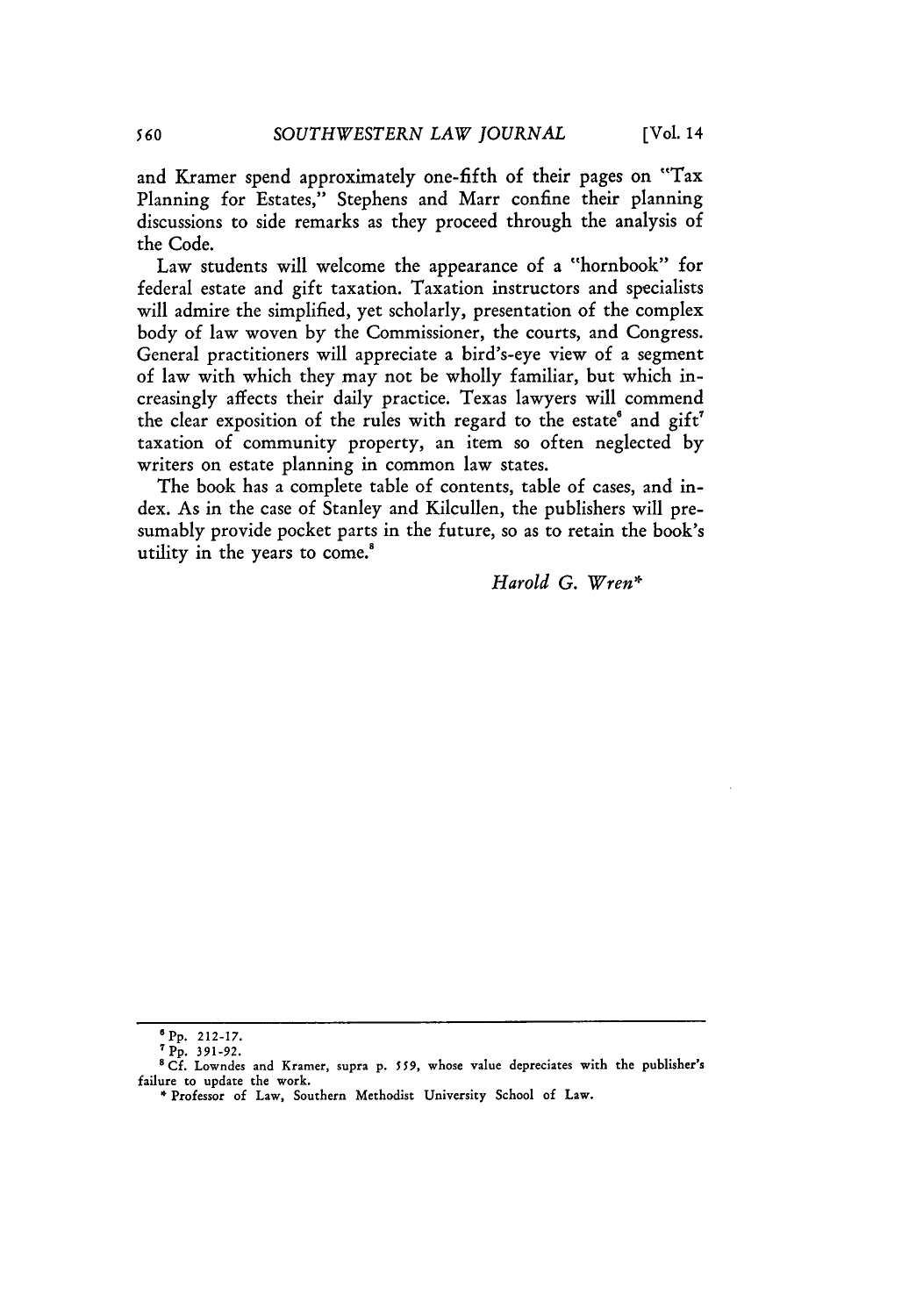and Kramer spend approximately one-fifth of their pages on "Tax Planning for Estates," Stephens and Marr confine their planning discussions to side remarks as they proceed through the analysis of the Code.

Law students will welcome the appearance of a "hornbook" for federal estate and gift taxation. Taxation instructors and specialists will admire the simplified, yet scholarly, presentation of the complex body of law woven by the Commissioner, the courts, and Congress. General practitioners will appreciate a bird's-eye view of a segment of law with which they may not be wholly familiar, but which increasingly affects their daily practice. Texas lawyers will commend the clear exposition of the rules with regard to the estate[6] and gift[7] taxation of community property, an item so often neglected by writers on estate planning in common law states.

The book has a complete table of contents, table of cases, and index. As in the case of Stanley and Kilcullen, the publishers will presumably provide pocket parts in the future, so as to retain the book's utility in the years to come.[8]

*Harold G. Wren\**

---

[6] Pp. 212-17.

[7] Pp. 391-92.

[8] Cf. Lowndes and Kramer, supra p. 559, whose value depreciates with the publisher's failure to update the work.

\* Professor of Law, Southern Methodist University School of Law.